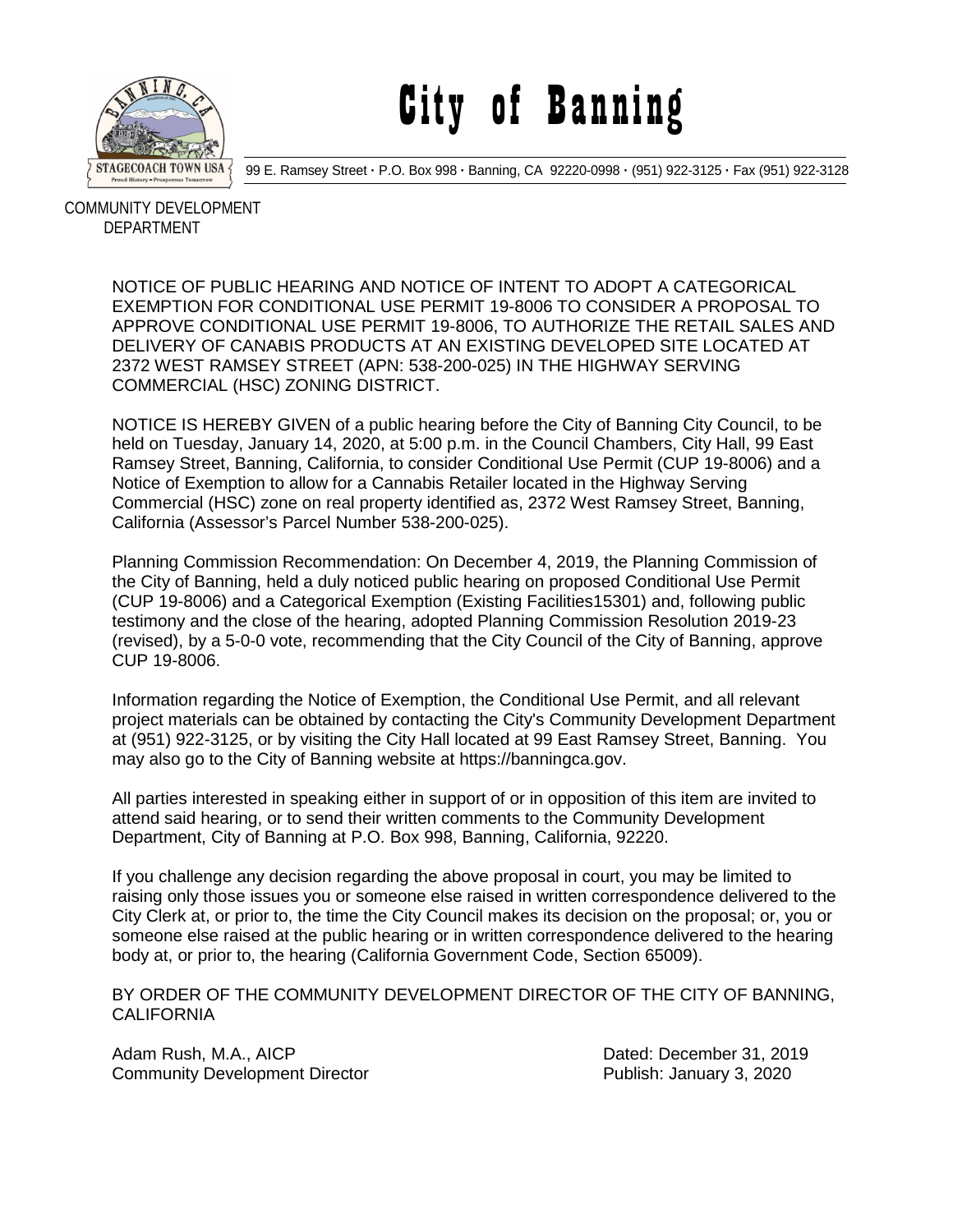# City of Banning

99 E. Ramsey Street · P.O. Box 998 · Banning, CA 92220-0998 · (951) 922-3125 · Fax (951) 922-3128

COMMUNITY DEVELOPMENT DEPARTMENT

NOTICE OF PUBLIC HEARING AND NOTICE OF INTENT TO ADOPT A CATEGORICAL EXEMPTION FOR CONDITIONAL USE PERMIT 19-8006 TO CONSIDER A PROPOSAL TO APPROVE CONDITIONAL USE PERMIT 19-8006, TO AUTHORIZE THE RETAIL SALES AND DELIVERY OF CANABIS PRODUCTS AT AN EXISTING DEVELOPED SITE LOCATED AT 2372 WEST RAMSEY STREET (APN: 538-200-025) IN THE HIGHWAY SERVING COMMERCIAL (HSC) ZONING DISTRICT.

NOTICE IS HEREBY GIVEN of a public hearing before the City of Banning City Council, to be held on Tuesday, January 14, 2020, at 5:00 p.m. in the Council Chambers, City Hall, 99 East Ramsey Street, Banning, California, to consider Conditional Use Permit (CUP 19-8006) and a Notice of Exemption to allow for a Cannabis Retailer located in the Highway Serving Commercial (HSC) zone on real property identified as, 2372 West Ramsey Street, Banning, California (Assessor's Parcel Number 538-200-025).

Planning Commission Recommendation: On December 4, 2019, the Planning Commission of the City of Banning, held a duly noticed public hearing on proposed Conditional Use Permit (CUP 19-8006) and a Categorical Exemption (Existing Facilities15301) and, following public testimony and the close of the hearing, adopted Planning Commission Resolution 2019-23 (revised), by a 5-0-0 vote, recommending that the City Council of the City of Banning, approve CUP 19-8006.

Information regarding the Notice of Exemption, the Conditional Use Permit, and all relevant project materials can be obtained by contacting the City's Community Development Department at (951) 922-3125, or by visiting the City Hall located at 99 East Ramsey Street, Banning. You may also go to the City of Banning website at https://banningca.gov.

All parties interested in speaking either in support of or in opposition of this item are invited to attend said hearing, or to send their written comments to the Community Development Department, City of Banning at P.O. Box 998, Banning, California, 92220.

If you challenge any decision regarding the above proposal in court, you may be limited to raising only those issues you or someone else raised in written correspondence delivered to the City Clerk at, or prior to, the time the City Council makes its decision on the proposal; or, you or someone else raised at the public hearing or in written correspondence delivered to the hearing body at, or prior to, the hearing (California Government Code, Section 65009).

BY ORDER OF THE COMMUNITY DEVELOPMENT DIRECTOR OF THE CITY OF BANNING, CALIFORNIA

Adam Rush, M.A., AICP
Community Development Director

Dated: December 31, 2019
Publish: January 3, 2020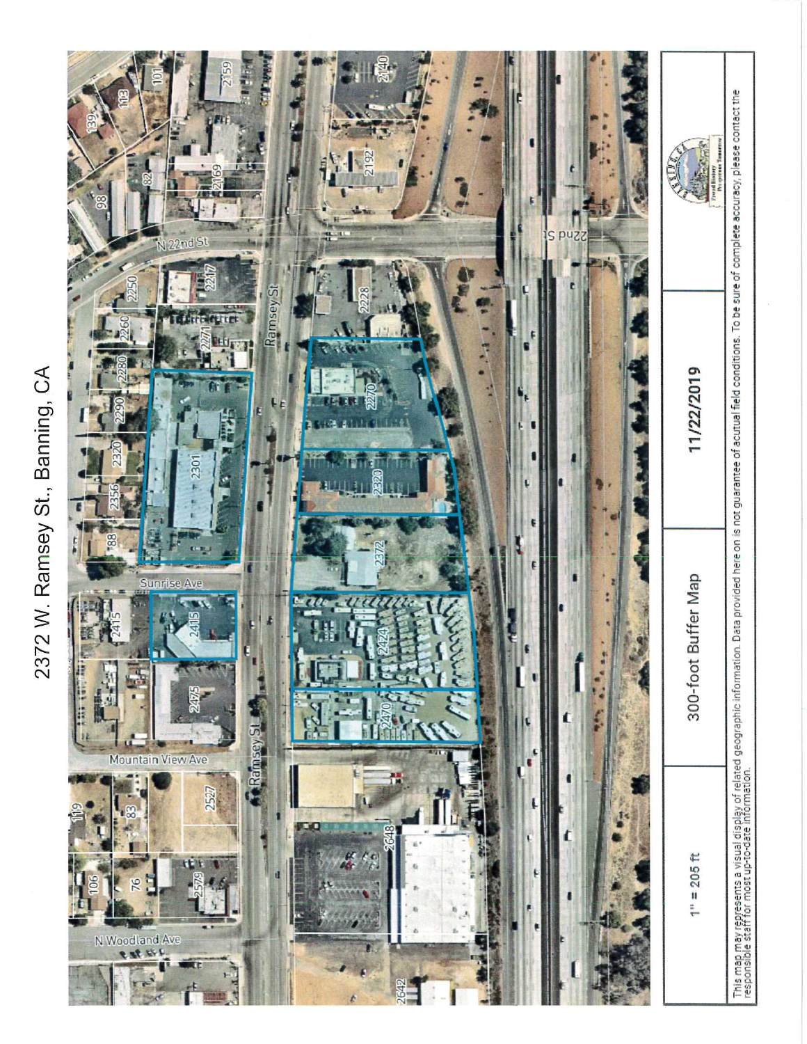# 2372 W. Ramsey St., Banning, CA

| 1" = 205 ft | 300-foot Buffer Map | 11/22/2019 | |
|---|---|---|---|

This map may represents a visual display of related geographic information. Data provided here on is not guarantee of acutual field conditions. To be sure of complete accuracy, please contact the responsible staff for most up-to-date information.